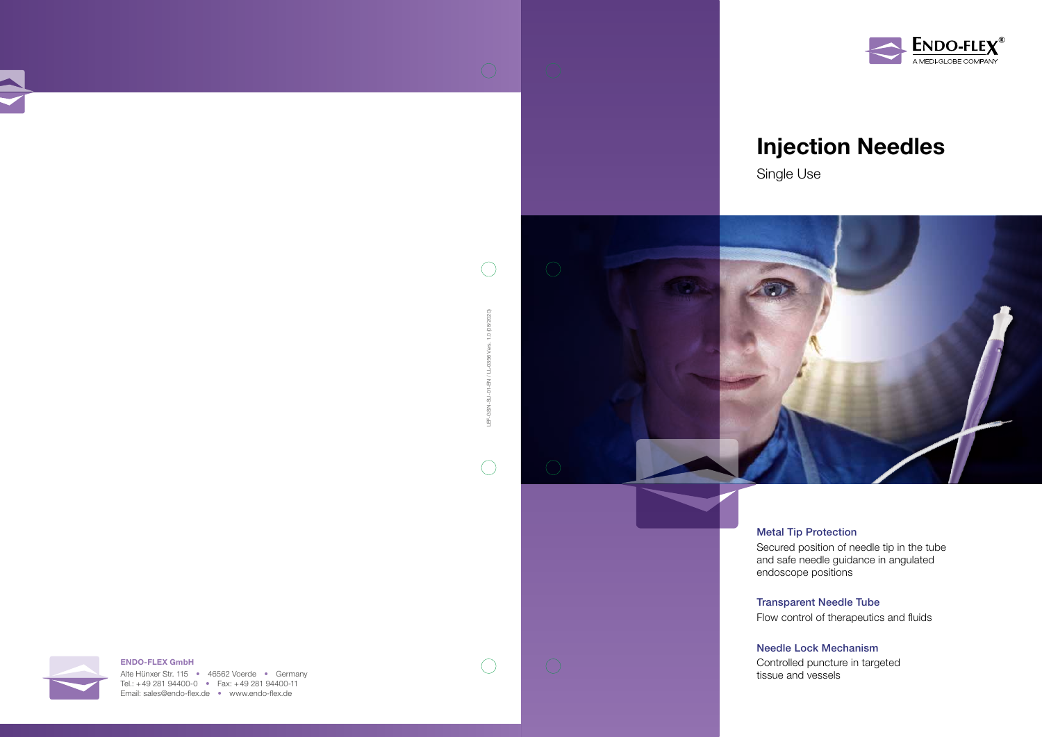ENDO-FLEX®
A MEDI-GLOBE COMPANY

# Injection Needles

Single Use

### Metal Tip Protection

Secured position of needle tip in the tube and safe needle guidance in angulated endoscope positions

### Transparent Needle Tube

Flow control of therapeutics and fluids

### Needle Lock Mechanism

Controlled puncture in targeted tissue and vessels

LEF-GSN-SU-01-EN / LL-0356 Vers. 1.0 (08/2020)

**ENDO-FLEX GmbH**
Alte Hünxer Str. 115 • 46562 Voerde • Germany
Tel.: +49 281 94400-0 • Fax: +49 281 94400-11
Email: sales@endo-flex.de • www.endo-flex.de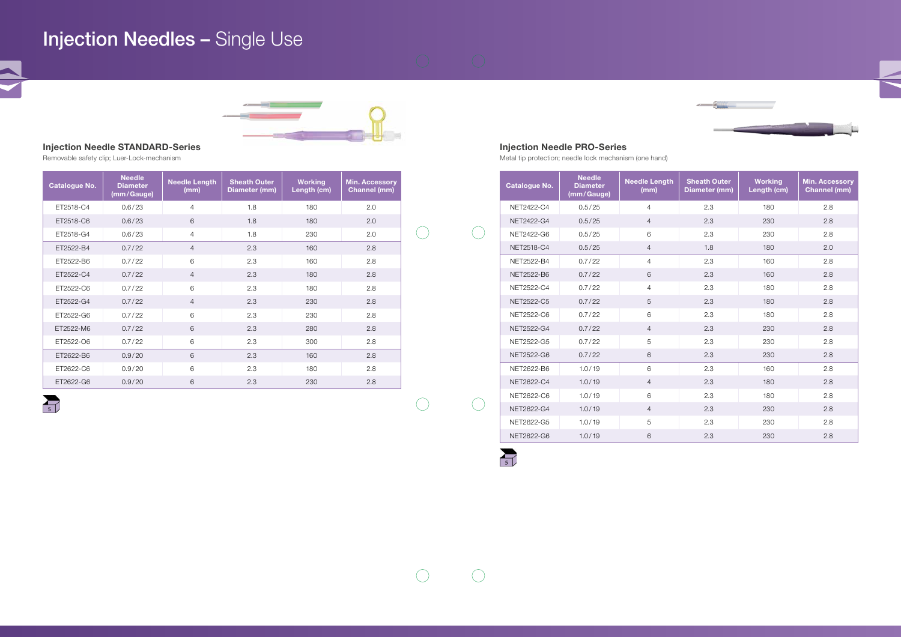# Injection Needles – Single Use

### Injection Needle STANDARD-Series

Removable safety clip; Luer-Lock-mechanism

| Catalogue No. | Needle Diameter (mm/Gauge) | Needle Length (mm) | Sheath Outer Diameter (mm) | Working Length (cm) | Min. Accessory Channel (mm) |
|---|---|---|---|---|---|
| ET2518-C4 | 0.6/23 | 4 | 1.8 | 180 | 2.0 |
| ET2518-C6 | 0.6/23 | 6 | 1.8 | 180 | 2.0 |
| ET2518-G4 | 0.6/23 | 4 | 1.8 | 230 | 2.0 |
| ET2522-B4 | 0.7/22 | 4 | 2.3 | 160 | 2.8 |
| ET2522-B6 | 0.7/22 | 6 | 2.3 | 160 | 2.8 |
| ET2522-C4 | 0.7/22 | 4 | 2.3 | 180 | 2.8 |
| ET2522-C6 | 0.7/22 | 6 | 2.3 | 180 | 2.8 |
| ET2522-G4 | 0.7/22 | 4 | 2.3 | 230 | 2.8 |
| ET2522-G6 | 0.7/22 | 6 | 2.3 | 230 | 2.8 |
| ET2522-M6 | 0.7/22 | 6 | 2.3 | 280 | 2.8 |
| ET2522-O6 | 0.7/22 | 6 | 2.3 | 300 | 2.8 |
| ET2622-B6 | 0.9/20 | 6 | 2.3 | 160 | 2.8 |
| ET2622-C6 | 0.9/20 | 6 | 2.3 | 180 | 2.8 |
| ET2622-G6 | 0.9/20 | 6 | 2.3 | 230 | 2.8 |

5

### Injection Needle PRO-Series

Metal tip protection; needle lock mechanism (one hand)

| Catalogue No. | Needle Diameter (mm/Gauge) | Needle Length (mm) | Sheath Outer Diameter (mm) | Working Length (cm) | Min. Accessory Channel (mm) |
|---|---|---|---|---|---|
| NET2422-C4 | 0.5/25 | 4 | 2.3 | 180 | 2.8 |
| NET2422-G4 | 0.5/25 | 4 | 2.3 | 230 | 2.8 |
| NET2422-G6 | 0.5/25 | 6 | 2.3 | 230 | 2.8 |
| NET2518-C4 | 0.5/25 | 4 | 1.8 | 180 | 2.0 |
| NET2522-B4 | 0.7/22 | 4 | 2.3 | 160 | 2.8 |
| NET2522-B6 | 0.7/22 | 6 | 2.3 | 160 | 2.8 |
| NET2522-C4 | 0.7/22 | 4 | 2.3 | 180 | 2.8 |
| NET2522-C5 | 0.7/22 | 5 | 2.3 | 180 | 2.8 |
| NET2522-C6 | 0.7/22 | 6 | 2.3 | 180 | 2.8 |
| NET2522-G4 | 0.7/22 | 4 | 2.3 | 230 | 2.8 |
| NET2522-G5 | 0.7/22 | 5 | 2.3 | 230 | 2.8 |
| NET2522-G6 | 0.7/22 | 6 | 2.3 | 230 | 2.8 |
| NET2622-B6 | 1.0/19 | 6 | 2.3 | 160 | 2.8 |
| NET2622-C4 | 1.0/19 | 4 | 2.3 | 180 | 2.8 |
| NET2622-C6 | 1.0/19 | 6 | 2.3 | 180 | 2.8 |
| NET2622-G4 | 1.0/19 | 4 | 2.3 | 230 | 2.8 |
| NET2622-G5 | 1.0/19 | 5 | 2.3 | 230 | 2.8 |
| NET2622-G6 | 1.0/19 | 6 | 2.3 | 230 | 2.8 |

5